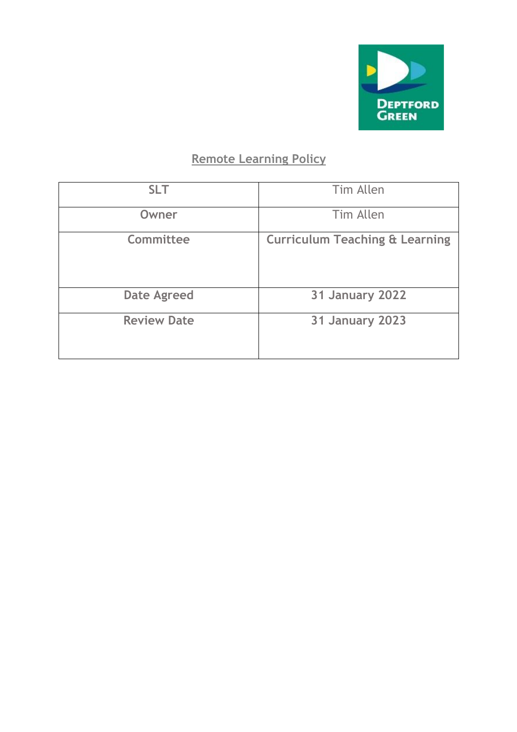# Remote Learning Policy

| SLT | Tim Allen |
|---|---|
| Owner | Tim Allen |
| Committee | Curriculum Teaching & Learning |
| Date Agreed | 31 January 2022 |
| Review Date | 31 January 2023 |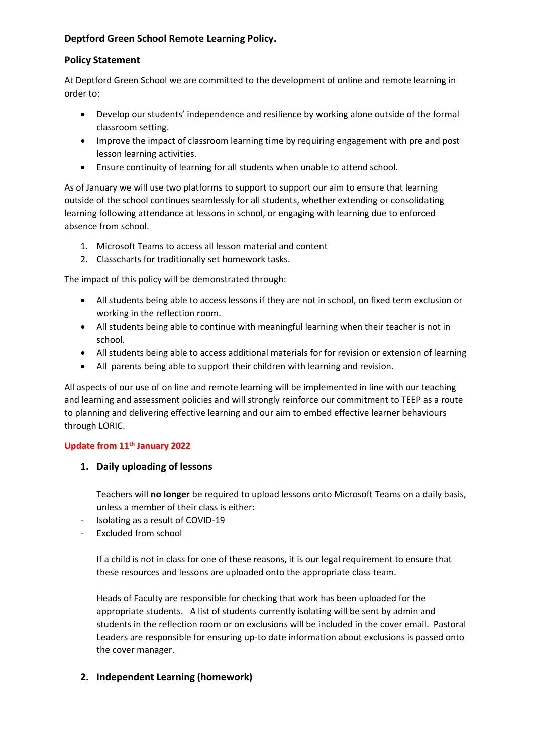**Deptford Green School Remote Learning Policy.**

**Policy Statement**

At Deptford Green School we are committed to the development of online and remote learning in order to:

- Develop our students' independence and resilience by working alone outside of the formal classroom setting.
- Improve the impact of classroom learning time by requiring engagement with pre and post lesson learning activities.
- Ensure continuity of learning for all students when unable to attend school.

As of January we will use two platforms to support to support our aim to ensure that learning outside of the school continues seamlessly for all students, whether extending or consolidating learning following attendance at lessons in school, or engaging with learning due to enforced absence from school.

1. Microsoft Teams to access all lesson material and content
2. Classcharts for traditionally set homework tasks.

The impact of this policy will be demonstrated through:

- All students being able to access lessons if they are not in school, on fixed term exclusion or working in the reflection room.
- All students being able to continue with meaningful learning when their teacher is not in school.
- All students being able to access additional materials for for revision or extension of learning
- All parents being able to support their children with learning and revision.

All aspects of our use of on line and remote learning will be implemented in line with our teaching and learning and assessment policies and will strongly reinforce our commitment to TEEP as a route to planning and delivering effective learning and our aim to embed effective learner behaviours through LORIC.

**Update from 11th January 2022**

1. **Daily uploading of lessons**

   Teachers will **no longer** be required to upload lessons onto Microsoft Teams on a daily basis, unless a member of their class is either:

   - Isolating as a result of COVID-19
   - Excluded from school

   If a child is not in class for one of these reasons, it is our legal requirement to ensure that these resources and lessons are uploaded onto the appropriate class team.

   Heads of Faculty are responsible for checking that work has been uploaded for the appropriate students. A list of students currently isolating will be sent by admin and students in the reflection room or on exclusions will be included in the cover email. Pastoral Leaders are responsible for ensuring up-to date information about exclusions is passed onto the cover manager.

2. **Independent Learning (homework)**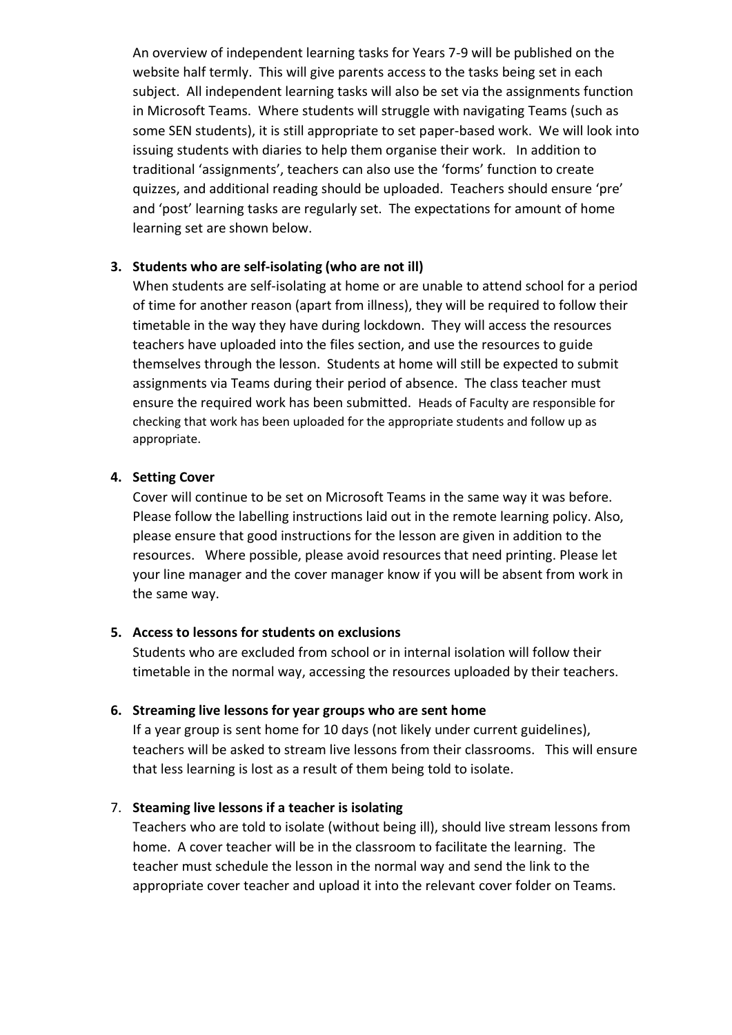An overview of independent learning tasks for Years 7-9 will be published on the website half termly. This will give parents access to the tasks being set in each subject. All independent learning tasks will also be set via the assignments function in Microsoft Teams. Where students will struggle with navigating Teams (such as some SEN students), it is still appropriate to set paper-based work. We will look into issuing students with diaries to help them organise their work. In addition to traditional 'assignments', teachers can also use the 'forms' function to create quizzes, and additional reading should be uploaded. Teachers should ensure 'pre' and 'post' learning tasks are regularly set. The expectations for amount of home learning set are shown below.

3. **Students who are self-isolating (who are not ill)**

   When students are self-isolating at home or are unable to attend school for a period of time for another reason (apart from illness), they will be required to follow their timetable in the way they have during lockdown. They will access the resources teachers have uploaded into the files section, and use the resources to guide themselves through the lesson. Students at home will still be expected to submit assignments via Teams during their period of absence. The class teacher must ensure the required work has been submitted. Heads of Faculty are responsible for checking that work has been uploaded for the appropriate students and follow up as appropriate.

4. **Setting Cover**

   Cover will continue to be set on Microsoft Teams in the same way it was before. Please follow the labelling instructions laid out in the remote learning policy. Also, please ensure that good instructions for the lesson are given in addition to the resources. Where possible, please avoid resources that need printing. Please let your line manager and the cover manager know if you will be absent from work in the same way.

5. **Access to lessons for students on exclusions**

   Students who are excluded from school or in internal isolation will follow their timetable in the normal way, accessing the resources uploaded by their teachers.

6. **Streaming live lessons for year groups who are sent home**

   If a year group is sent home for 10 days (not likely under current guidelines), teachers will be asked to stream live lessons from their classrooms. This will ensure that less learning is lost as a result of them being told to isolate.

7. **Steaming live lessons if a teacher is isolating**

   Teachers who are told to isolate (without being ill), should live stream lessons from home. A cover teacher will be in the classroom to facilitate the learning. The teacher must schedule the lesson in the normal way and send the link to the appropriate cover teacher and upload it into the relevant cover folder on Teams.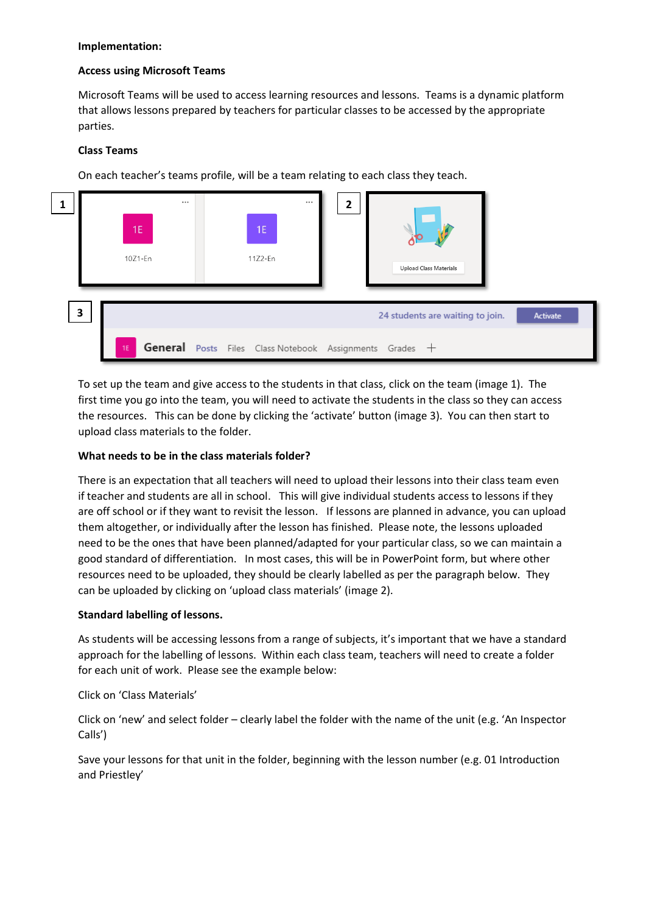**Implementation:**

**Access using Microsoft Teams**

Microsoft Teams will be used to access learning resources and lessons. Teams is a dynamic platform that allows lessons prepared by teachers for particular classes to be accessed by the appropriate parties.

**Class Teams**

On each teacher's teams profile, will be a team relating to each class they teach.

To set up the team and give access to the students in that class, click on the team (image 1). The first time you go into the team, you will need to activate the students in the class so they can access the resources. This can be done by clicking the 'activate' button (image 3). You can then start to upload class materials to the folder.

**What needs to be in the class materials folder?**

There is an expectation that all teachers will need to upload their lessons into their class team even if teacher and students are all in school. This will give individual students access to lessons if they are off school or if they want to revisit the lesson. If lessons are planned in advance, you can upload them altogether, or individually after the lesson has finished. Please note, the lessons uploaded need to be the ones that have been planned/adapted for your particular class, so we can maintain a good standard of differentiation. In most cases, this will be in PowerPoint form, but where other resources need to be uploaded, they should be clearly labelled as per the paragraph below. They can be uploaded by clicking on 'upload class materials' (image 2).

**Standard labelling of lessons.**

As students will be accessing lessons from a range of subjects, it's important that we have a standard approach for the labelling of lessons. Within each class team, teachers will need to create a folder for each unit of work. Please see the example below:

Click on 'Class Materials'

Click on 'new' and select folder – clearly label the folder with the name of the unit (e.g. 'An Inspector Calls')

Save your lessons for that unit in the folder, beginning with the lesson number (e.g. 01 Introduction and Priestley'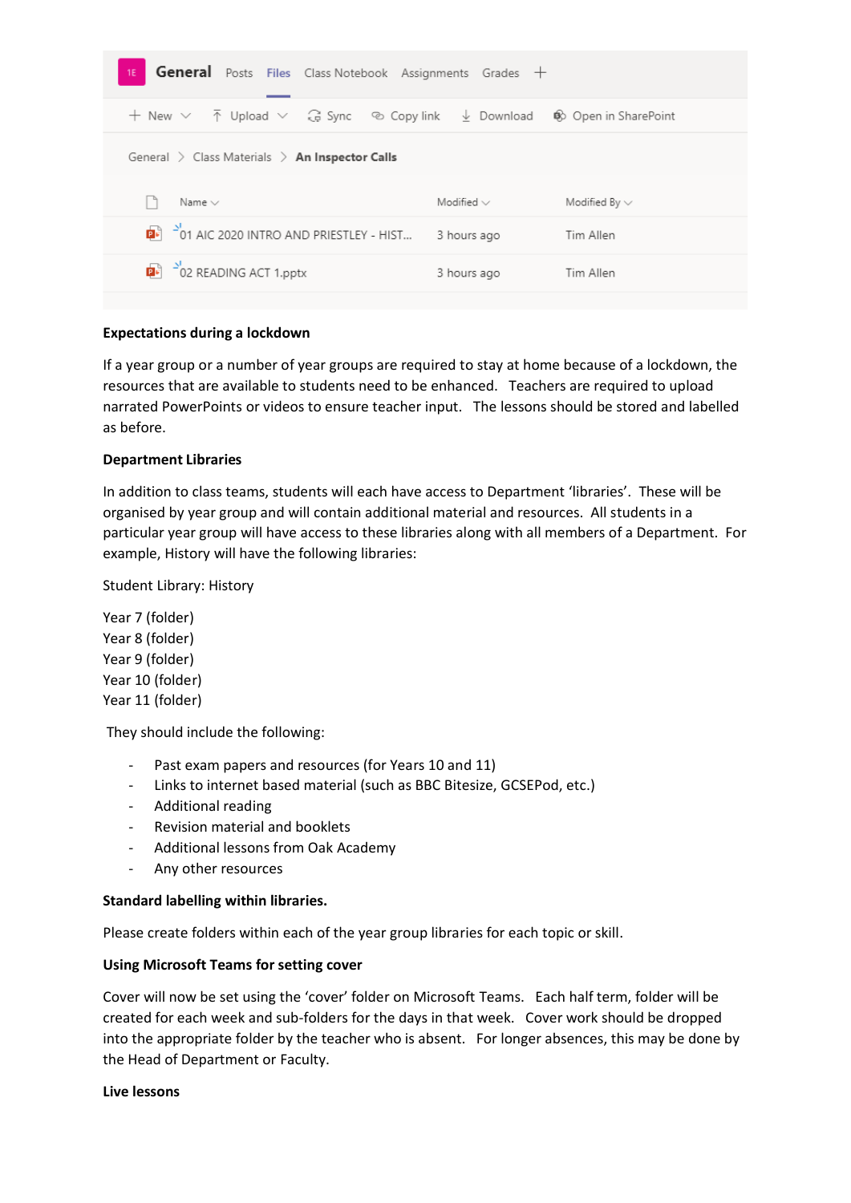General | Posts | Files | Class Notebook | Assignments | Grades | +

\+ New | Upload | Sync | Copy link | Download | Open in SharePoint

General > Class Materials > **An Inspector Calls**

| Name | Modified | Modified By |
| --- | --- | --- |
| 01 AIC 2020 INTRO AND PRIESTLEY - HIST... | 3 hours ago | Tim Allen |
| 02 READING ACT 1.pptx | 3 hours ago | Tim Allen |

**Expectations during a lockdown**

If a year group or a number of year groups are required to stay at home because of a lockdown, the resources that are available to students need to be enhanced. Teachers are required to upload narrated PowerPoints or videos to ensure teacher input. The lessons should be stored and labelled as before.

**Department Libraries**

In addition to class teams, students will each have access to Department 'libraries'. These will be organised by year group and will contain additional material and resources. All students in a particular year group will have access to these libraries along with all members of a Department. For example, History will have the following libraries:

Student Library: History

Year 7 (folder)
Year 8 (folder)
Year 9 (folder)
Year 10 (folder)
Year 11 (folder)

They should include the following:

- Past exam papers and resources (for Years 10 and 11)
- Links to internet based material (such as BBC Bitesize, GCSEPod, etc.)
- Additional reading
- Revision material and booklets
- Additional lessons from Oak Academy
- Any other resources

**Standard labelling within libraries.**

Please create folders within each of the year group libraries for each topic or skill.

**Using Microsoft Teams for setting cover**

Cover will now be set using the 'cover' folder on Microsoft Teams. Each half term, folder will be created for each week and sub-folders for the days in that week. Cover work should be dropped into the appropriate folder by the teacher who is absent. For longer absences, this may be done by the Head of Department or Faculty.

**Live lessons**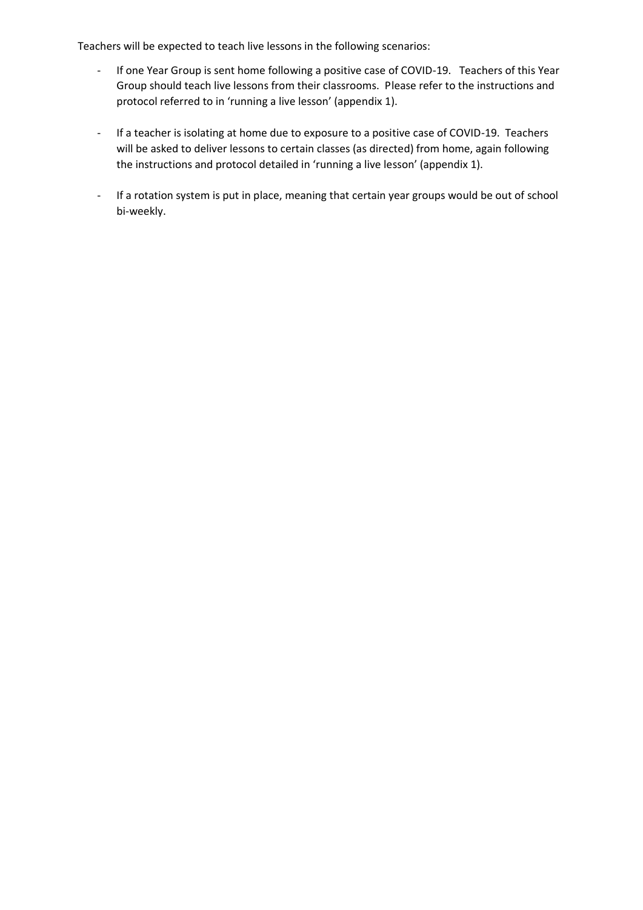Teachers will be expected to teach live lessons in the following scenarios:

- If one Year Group is sent home following a positive case of COVID-19. Teachers of this Year Group should teach live lessons from their classrooms. Please refer to the instructions and protocol referred to in 'running a live lesson' (appendix 1).

- If a teacher is isolating at home due to exposure to a positive case of COVID-19. Teachers will be asked to deliver lessons to certain classes (as directed) from home, again following the instructions and protocol detailed in 'running a live lesson' (appendix 1).

- If a rotation system is put in place, meaning that certain year groups would be out of school bi-weekly.